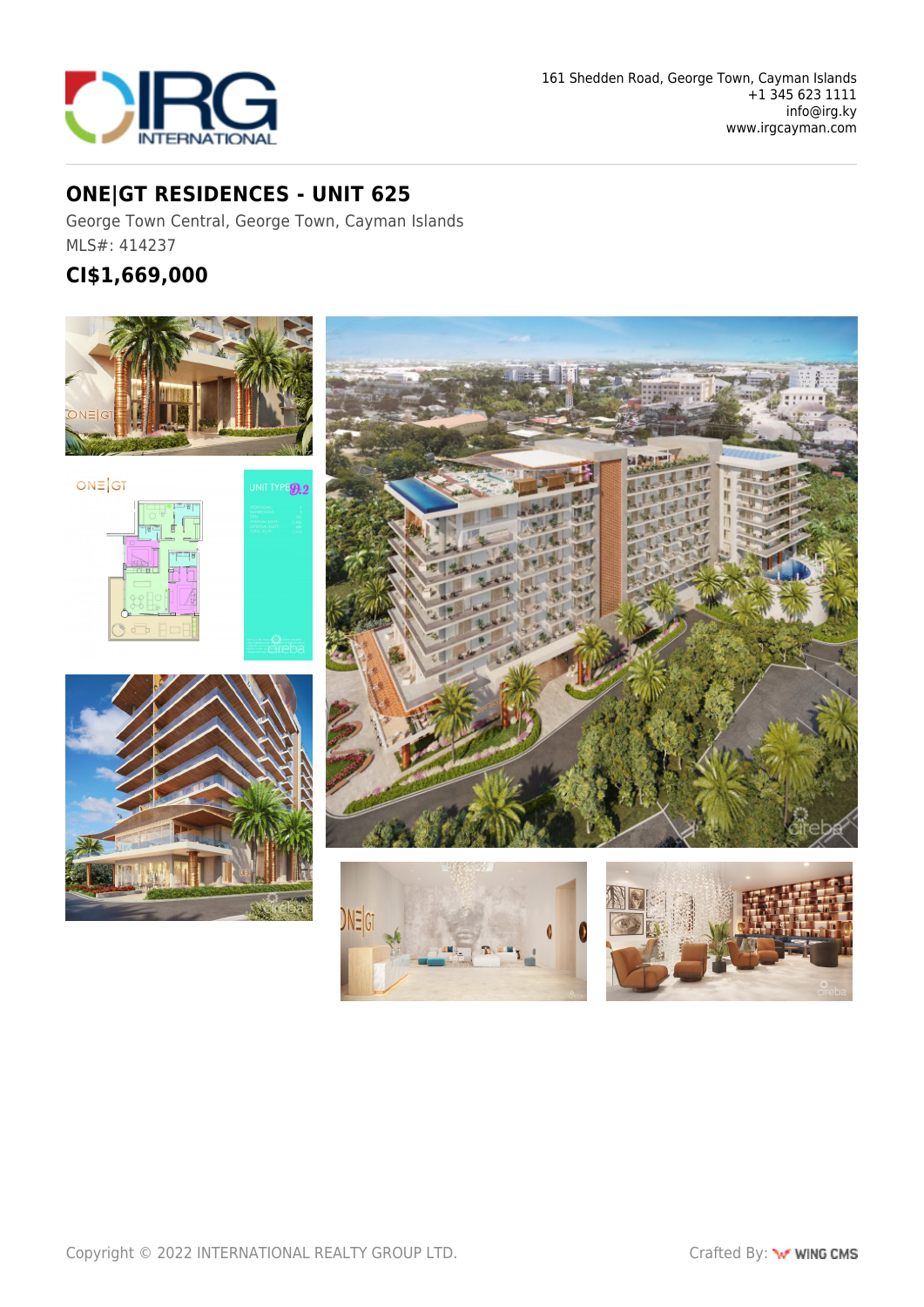161 Shedden Road, George Town, Cayman Islands
+1 345 623 1111
info@irg.ky
www.irgcayman.com

# ONE|GT RESIDENCES - UNIT 625

George Town Central, George Town, Cayman Islands

MLS#: 414237

## CI$1,669,000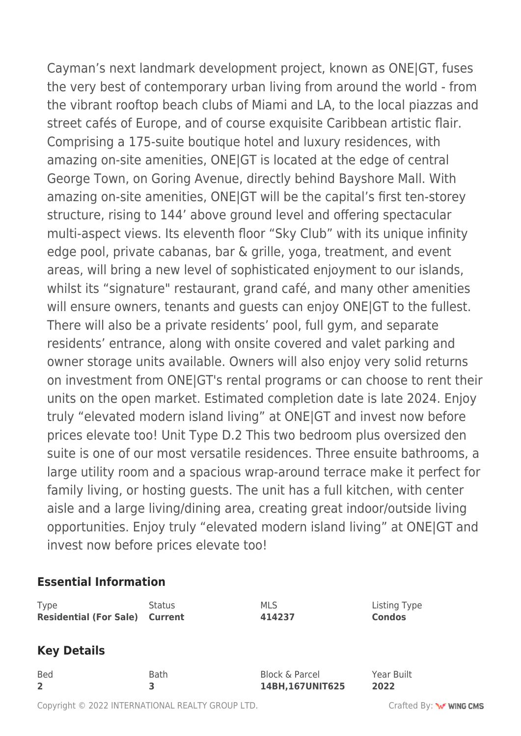Cayman's next landmark development project, known as ONE|GT, fuses the very best of contemporary urban living from around the world - from the vibrant rooftop beach clubs of Miami and LA, to the local piazzas and street cafés of Europe, and of course exquisite Caribbean artistic flair. Comprising a 175-suite boutique hotel and luxury residences, with amazing on-site amenities, ONE|GT is located at the edge of central George Town, on Goring Avenue, directly behind Bayshore Mall. With amazing on-site amenities, ONE|GT will be the capital's first ten-storey structure, rising to 144' above ground level and offering spectacular multi-aspect views. Its eleventh floor "Sky Club" with its unique infinity edge pool, private cabanas, bar & grille, yoga, treatment, and event areas, will bring a new level of sophisticated enjoyment to our islands, whilst its "signature" restaurant, grand café, and many other amenities will ensure owners, tenants and guests can enjoy ONE|GT to the fullest. There will also be a private residents' pool, full gym, and separate residents' entrance, along with onsite covered and valet parking and owner storage units available. Owners will also enjoy very solid returns on investment from ONE|GT's rental programs or can choose to rent their units on the open market. Estimated completion date is late 2024. Enjoy truly "elevated modern island living" at ONE|GT and invest now before prices elevate too! Unit Type D.2 This two bedroom plus oversized den suite is one of our most versatile residences. Three ensuite bathrooms, a large utility room and a spacious wrap-around terrace make it perfect for family living, or hosting guests. The unit has a full kitchen, with center aisle and a large living/dining area, creating great indoor/outside living opportunities. Enjoy truly "elevated modern island living" at ONE|GT and invest now before prices elevate too!

## Essential Information

| Type | Status | MLS | Listing Type |
| --- | --- | --- | --- |
| **Residential (For Sale)** | **Current** | **414237** | **Condos** |

## Key Details

| Bed | Bath | Block & Parcel | Year Built |
| --- | --- | --- | --- |
| **2** | **3** | **14BH,167UNIT625** | **2022** |

Copyright © 2022 INTERNATIONAL REALTY GROUP LTD.

Crafted By: WING CMS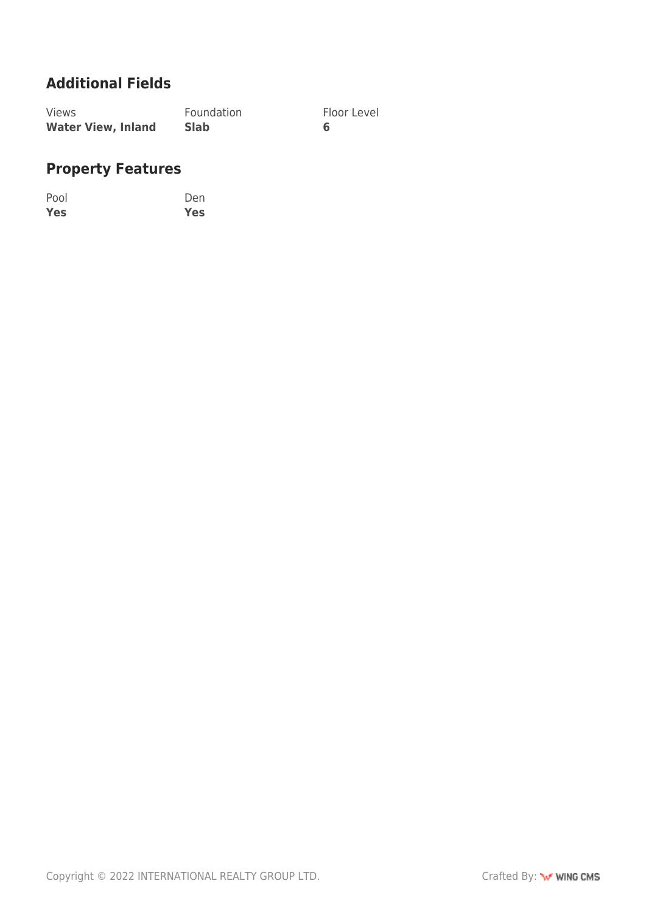## Additional Fields

| Views | Foundation | Floor Level |
| --- | --- | --- |
| **Water View, Inland** | **Slab** | **6** |

## Property Features

| Pool | Den |
| --- | --- |
| **Yes** | **Yes** |